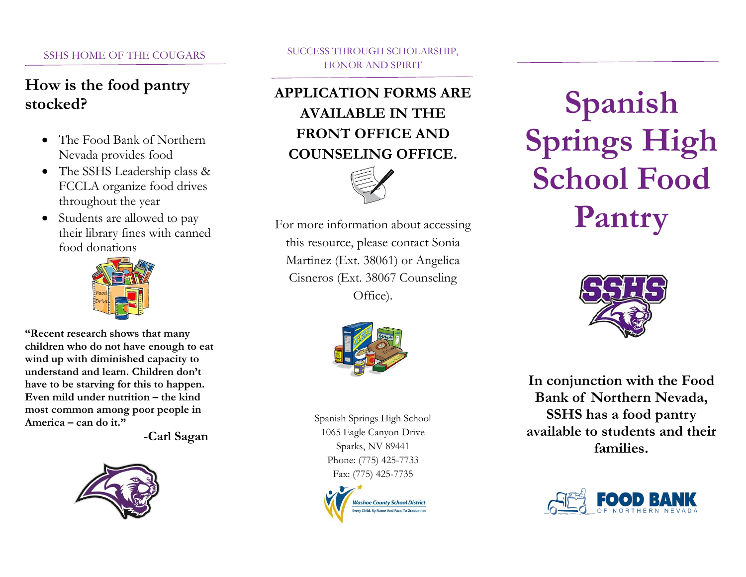SSHS HOME OF THE COUGARS

## How is the food pantry stocked?

- The Food Bank of Northern Nevada provides food
- The SSHS Leadership class & FCCLA organize food drives throughout the year
- Students are allowed to pay their library fines with canned food donations

**"Recent research shows that many children who do not have enough to eat wind up with diminished capacity to understand and learn. Children don't have to be starving for this to happen. Even mild under nutrition – the kind most common among poor people in America – can do it."**

**-Carl Sagan**

SUCCESS THROUGH SCHOLARSHIP, HONOR AND SPIRIT

**APPLICATION FORMS ARE AVAILABLE IN THE FRONT OFFICE AND COUNSELING OFFICE.**

For more information about accessing this resource, please contact Sonia Martinez (Ext. 38061) or Angelica Cisneros (Ext. 38067 Counseling Office).

Spanish Springs High School
1065 Eagle Canyon Drive
Sparks, NV 89441
Phone: (775) 425-7733
Fax: (775) 425-7735

Washoe County School District
Every Child, By Name And Face, To Graduation

# Spanish Springs High School Food Pantry

**In conjunction with the Food Bank of Northern Nevada, SSHS has a food pantry available to students and their families.**

FOOD BANK OF NORTHERN NEVADA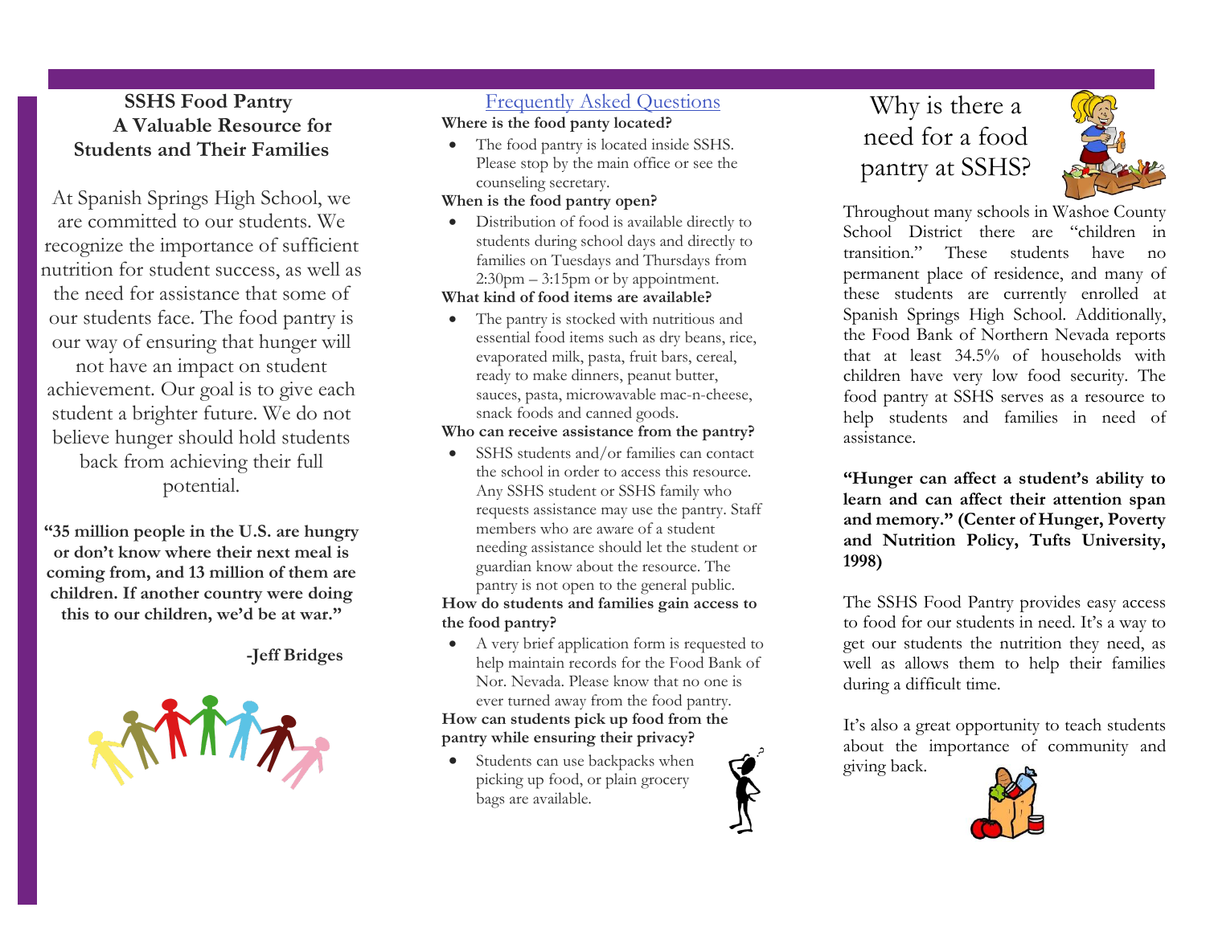## SSHS Food Pantry
## A Valuable Resource for Students and Their Families

At Spanish Springs High School, we are committed to our students. We recognize the importance of sufficient nutrition for student success, as well as the need for assistance that some of our students face. The food pantry is our way of ensuring that hunger will not have an impact on student achievement. Our goal is to give each student a brighter future. We do not believe hunger should hold students back from achieving their full potential.

**"35 million people in the U.S. are hungry or don't know where their next meal is coming from, and 13 million of them are children. If another country were doing this to our children, we'd be at war."**

**-Jeff Bridges**

## Frequently Asked Questions

**Where is the food panty located?**

- The food pantry is located inside SSHS. Please stop by the main office or see the counseling secretary.

**When is the food pantry open?**

- Distribution of food is available directly to students during school days and directly to families on Tuesdays and Thursdays from 2:30pm – 3:15pm or by appointment.

**What kind of food items are available?**

- The pantry is stocked with nutritious and essential food items such as dry beans, rice, evaporated milk, pasta, fruit bars, cereal, ready to make dinners, peanut butter, sauces, pasta, microwavable mac-n-cheese, snack foods and canned goods.

**Who can receive assistance from the pantry?**

- SSHS students and/or families can contact the school in order to access this resource. Any SSHS student or SSHS family who requests assistance may use the pantry. Staff members who are aware of a student needing assistance should let the student or guardian know about the resource. The pantry is not open to the general public.

**How do students and families gain access to the food pantry?**

- A very brief application form is requested to help maintain records for the Food Bank of Nor. Nevada. Please know that no one is ever turned away from the food pantry.

**How can students pick up food from the pantry while ensuring their privacy?**

- Students can use backpacks when picking up food, or plain grocery bags are available.

## Why is there a need for a food pantry at SSHS?

Throughout many schools in Washoe County School District there are "children in transition." These students have no permanent place of residence, and many of these students are currently enrolled at Spanish Springs High School. Additionally, the Food Bank of Northern Nevada reports that at least 34.5% of households with children have very low food security. The food pantry at SSHS serves as a resource to help students and families in need of assistance.

**"Hunger can affect a student's ability to learn and can affect their attention span and memory." (Center of Hunger, Poverty and Nutrition Policy, Tufts University, 1998)**

The SSHS Food Pantry provides easy access to food for our students in need. It's a way to get our students the nutrition they need, as well as allows them to help their families during a difficult time.

It's also a great opportunity to teach students about the importance of community and giving back.